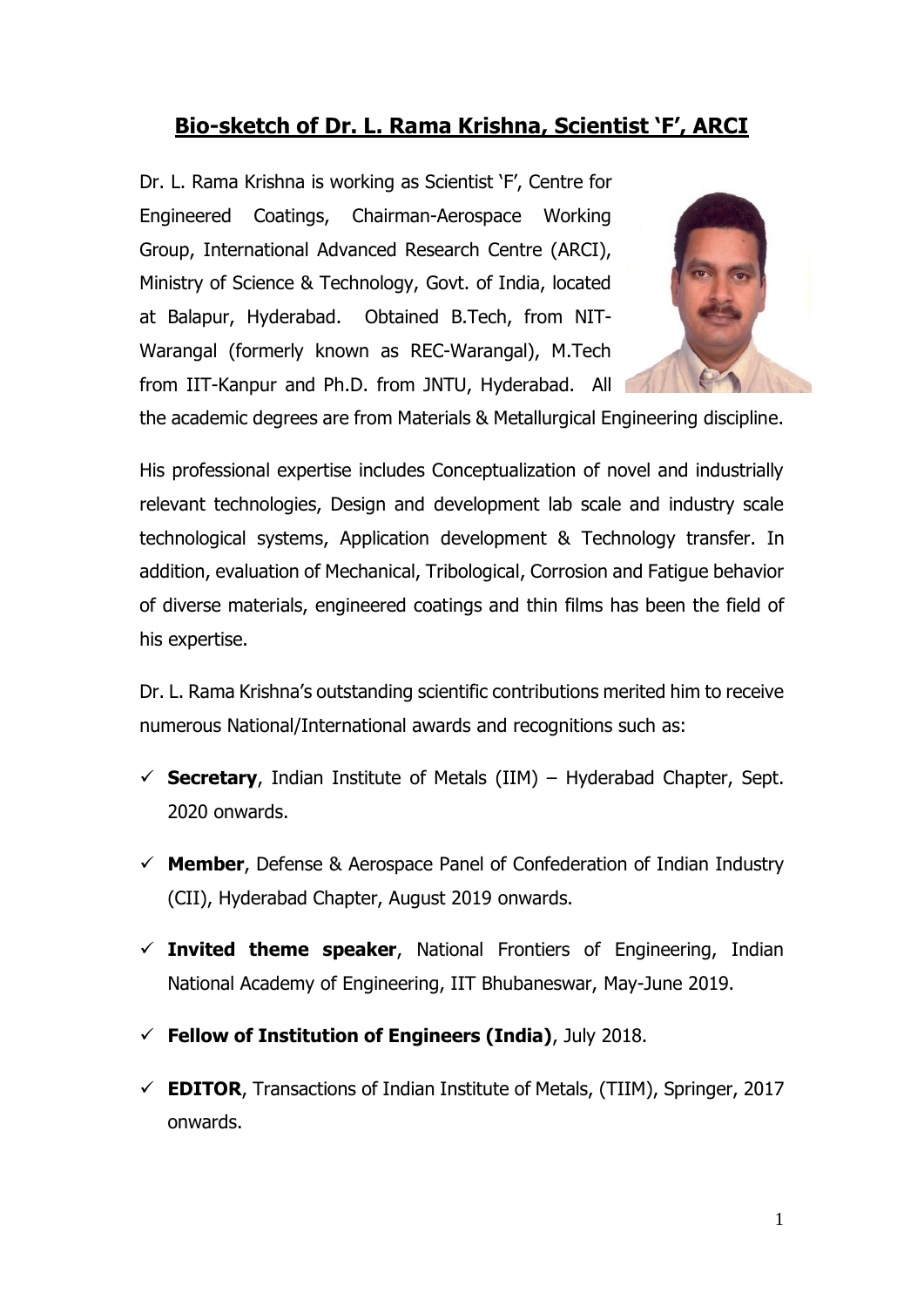# Bio-sketch of Dr. L. Rama Krishna, Scientist 'F', ARCI

Dr. L. Rama Krishna is working as Scientist 'F', Centre for Engineered Coatings, Chairman-Aerospace Working Group, International Advanced Research Centre (ARCI), Ministry of Science & Technology, Govt. of India, located at Balapur, Hyderabad. Obtained B.Tech, from NIT-Warangal (formerly known as REC-Warangal), M.Tech from IIT-Kanpur and Ph.D. from JNTU, Hyderabad. All the academic degrees are from Materials & Metallurgical Engineering discipline.

His professional expertise includes Conceptualization of novel and industrially relevant technologies, Design and development lab scale and industry scale technological systems, Application development & Technology transfer. In addition, evaluation of Mechanical, Tribological, Corrosion and Fatigue behavior of diverse materials, engineered coatings and thin films has been the field of his expertise.

Dr. L. Rama Krishna's outstanding scientific contributions merited him to receive numerous National/International awards and recognitions such as:

- ✓ **Secretary**, Indian Institute of Metals (IIM) – Hyderabad Chapter, Sept. 2020 onwards.
- ✓ **Member**, Defense & Aerospace Panel of Confederation of Indian Industry (CII), Hyderabad Chapter, August 2019 onwards.
- ✓ **Invited theme speaker**, National Frontiers of Engineering, Indian National Academy of Engineering, IIT Bhubaneswar, May-June 2019.
- ✓ **Fellow of Institution of Engineers (India)**, July 2018.
- ✓ **EDITOR**, Transactions of Indian Institute of Metals, (TIIM), Springer, 2017 onwards.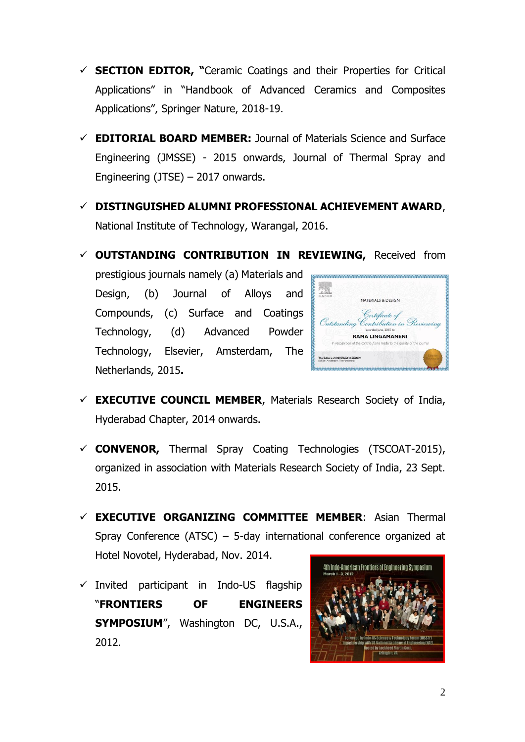- ✓ **SECTION EDITOR, "**Ceramic Coatings and their Properties for Critical Applications" in "Handbook of Advanced Ceramics and Composites Applications", Springer Nature, 2018-19.

- ✓ **EDITORIAL BOARD MEMBER:** Journal of Materials Science and Surface Engineering (JMSSE) - 2015 onwards, Journal of Thermal Spray and Engineering (JTSE) – 2017 onwards.

- ✓ **DISTINGUISHED ALUMNI PROFESSIONAL ACHIEVEMENT AWARD**, National Institute of Technology, Warangal, 2016.

- ✓ **OUTSTANDING CONTRIBUTION IN REVIEWING,** Received from prestigious journals namely (a) Materials and Design, (b) Journal of Alloys and Compounds, (c) Surface and Coatings Technology, (d) Advanced Powder Technology, Elsevier, Amsterdam, The Netherlands, 2015**.**

- ✓ **EXECUTIVE COUNCIL MEMBER**, Materials Research Society of India, Hyderabad Chapter, 2014 onwards.

- ✓ **CONVENOR,** Thermal Spray Coating Technologies (TSCOAT-2015), organized in association with Materials Research Society of India, 23 Sept. 2015.

- ✓ **EXECUTIVE ORGANIZING COMMITTEE MEMBER**: Asian Thermal Spray Conference (ATSC) – 5-day international conference organized at Hotel Novotel, Hyderabad, Nov. 2014.

- ✓ Invited participant in Indo-US flagship "**FRONTIERS OF ENGINEERS SYMPOSIUM**", Washington DC, U.S.A., 2012.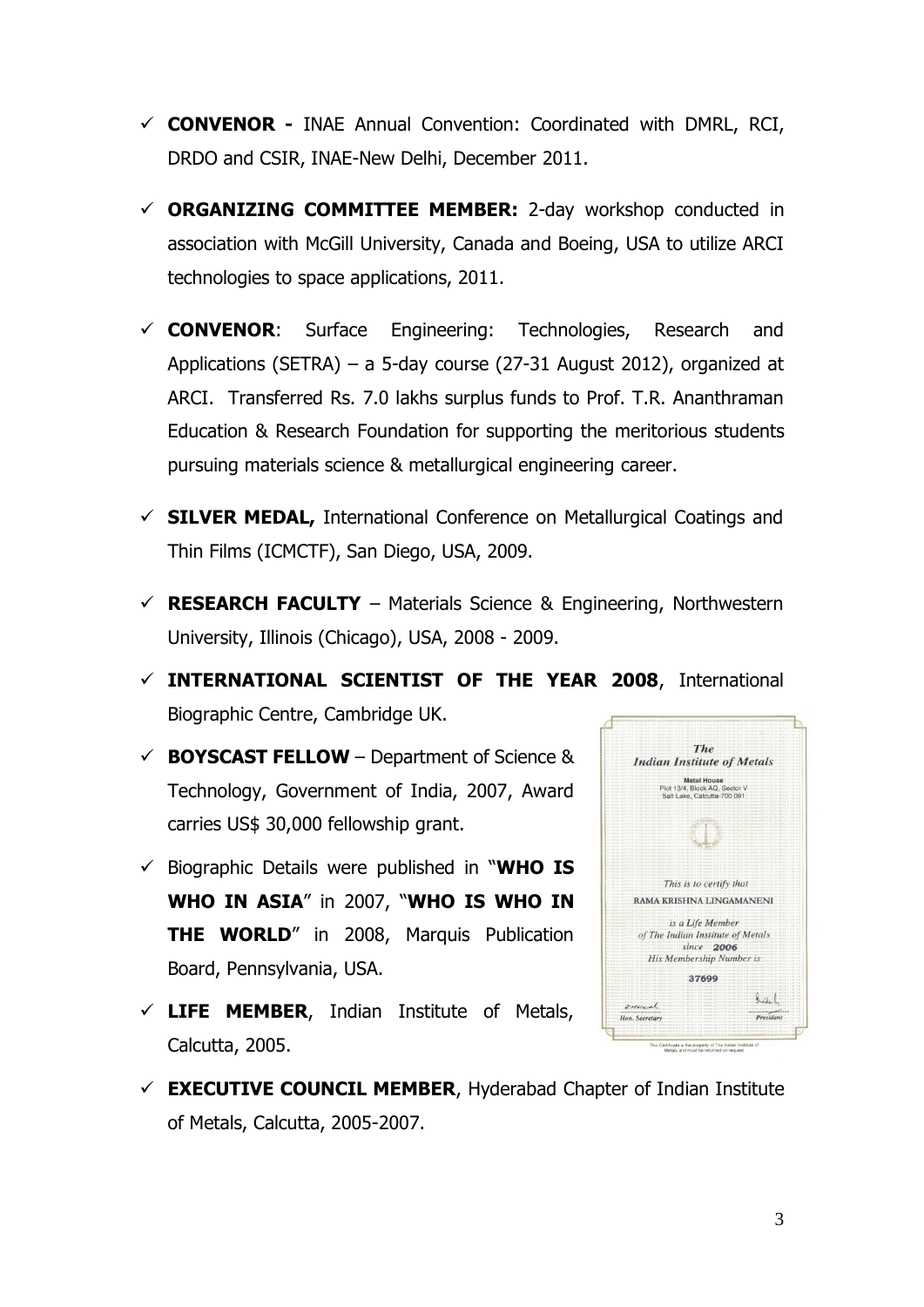- ✓ **CONVENOR -** INAE Annual Convention: Coordinated with DMRL, RCI, DRDO and CSIR, INAE-New Delhi, December 2011.

- ✓ **ORGANIZING COMMITTEE MEMBER:** 2-day workshop conducted in association with McGill University, Canada and Boeing, USA to utilize ARCI technologies to space applications, 2011.

- ✓ **CONVENOR**: Surface Engineering: Technologies, Research and Applications (SETRA) – a 5-day course (27-31 August 2012), organized at ARCI. Transferred Rs. 7.0 lakhs surplus funds to Prof. T.R. Ananthraman Education & Research Foundation for supporting the meritorious students pursuing materials science & metallurgical engineering career.

- ✓ **SILVER MEDAL,** International Conference on Metallurgical Coatings and Thin Films (ICMCTF), San Diego, USA, 2009.

- ✓ **RESEARCH FACULTY** – Materials Science & Engineering, Northwestern University, Illinois (Chicago), USA, 2008 - 2009.

- ✓ **INTERNATIONAL SCIENTIST OF THE YEAR 2008**, International Biographic Centre, Cambridge UK.

- ✓ **BOYSCAST FELLOW** – Department of Science & Technology, Government of India, 2007, Award carries US$ 30,000 fellowship grant.

- ✓ Biographic Details were published in "**WHO IS WHO IN ASIA**" in 2007, "**WHO IS WHO IN THE WORLD**" in 2008, Marquis Publication Board, Pennsylvania, USA.

- ✓ **LIFE MEMBER**, Indian Institute of Metals, Calcutta, 2005.

- ✓ **EXECUTIVE COUNCIL MEMBER**, Hyderabad Chapter of Indian Institute of Metals, Calcutta, 2005-2007.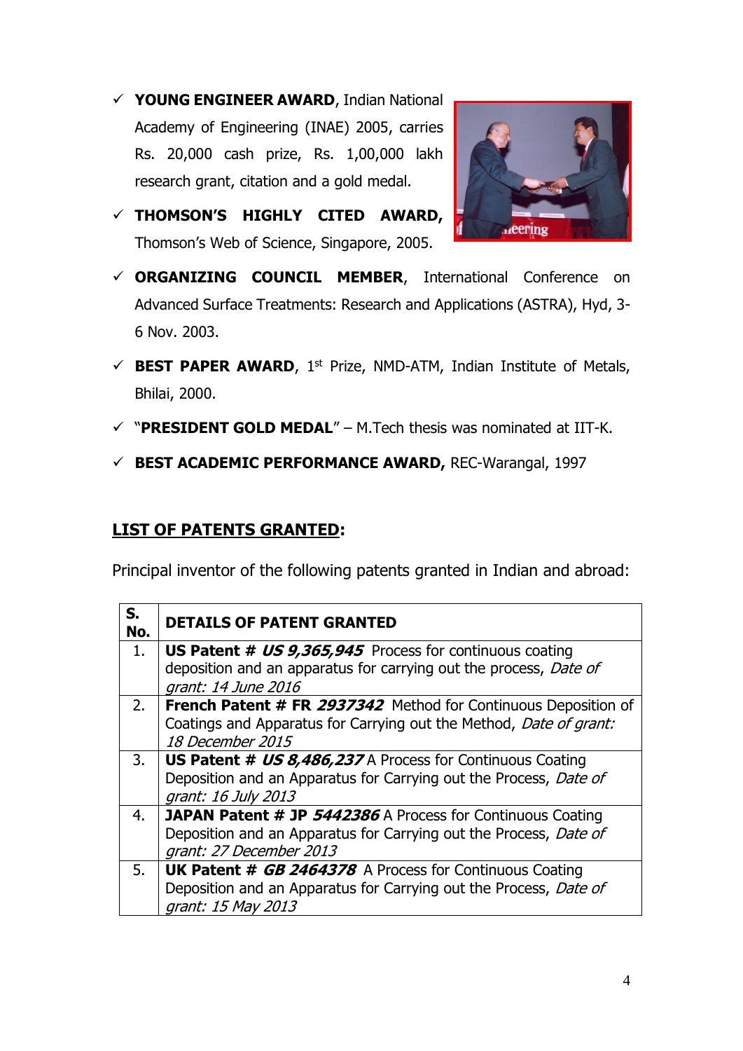- **YOUNG ENGINEER AWARD**, Indian National Academy of Engineering (INAE) 2005, carries Rs. 20,000 cash prize, Rs. 1,00,000 lakh research grant, citation and a gold medal.
- **THOMSON'S HIGHLY CITED AWARD**, Thomson's Web of Science, Singapore, 2005.
- **ORGANIZING COUNCIL MEMBER**, International Conference on Advanced Surface Treatments: Research and Applications (ASTRA), Hyd, 3-6 Nov. 2003.
- **BEST PAPER AWARD**, 1st Prize, NMD-ATM, Indian Institute of Metals, Bhilai, 2000.
- "**PRESIDENT GOLD MEDAL**" – M.Tech thesis was nominated at IIT-K.
- **BEST ACADEMIC PERFORMANCE AWARD,** REC-Warangal, 1997

## LIST OF PATENTS GRANTED:

Principal inventor of the following patents granted in Indian and abroad:

| S. No. | DETAILS OF PATENT GRANTED |
|---|---|
| 1. | **US Patent # *US 9,365,945*** Process for continuous coating deposition and an apparatus for carrying out the process, *Date of grant: 14 June 2016* |
| 2. | **French Patent # FR *2937342*** Method for Continuous Deposition of Coatings and Apparatus for Carrying out the Method, *Date of grant: 18 December 2015* |
| 3. | **US Patent # *US 8,486,237*** A Process for Continuous Coating Deposition and an Apparatus for Carrying out the Process, *Date of grant: 16 July 2013* |
| 4. | **JAPAN Patent # JP *5442386*** A Process for Continuous Coating Deposition and an Apparatus for Carrying out the Process, *Date of grant: 27 December 2013* |
| 5. | **UK Patent # *GB 2464378*** A Process for Continuous Coating Deposition and an Apparatus for Carrying out the Process, *Date of grant: 15 May 2013* |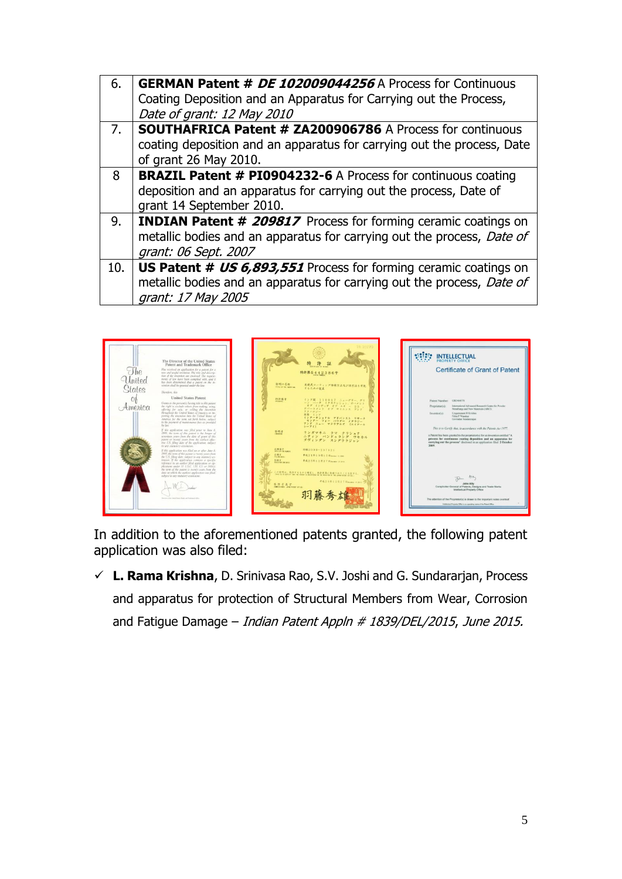| | |
|---|---|
| 6. | **GERMAN Patent #** ***DE 102009044256*** A Process for Continuous Coating Deposition and an Apparatus for Carrying out the Process, *Date of grant: 12 May 2010* |
| 7. | **SOUTHAFRICA Patent # ZA200906786** A Process for continuous coating deposition and an apparatus for carrying out the process, Date of grant 26 May 2010. |
| 8 | **BRAZIL Patent # PI0904232-6** A Process for continuous coating deposition and an apparatus for carrying out the process, Date of grant 14 September 2010. |
| 9. | **INDIAN Patent #** ***209817*** Process for forming ceramic coatings on metallic bodies and an apparatus for carrying out the process, *Date of grant: 06 Sept. 2007* |
| 10. | **US Patent #** ***US 6,893,551*** Process for forming ceramic coatings on metallic bodies and an apparatus for carrying out the process, *Date of grant: 17 May 2005* |

In addition to the aforementioned patents granted, the following patent application was also filed:

- ✓ **L. Rama Krishna**, D. Srinivasa Rao, S.V. Joshi and G. Sundararjan, Process and apparatus for protection of Structural Members from Wear, Corrosion and Fatigue Damage – *Indian Patent Appln # 1839/DEL/2015, June 2015.*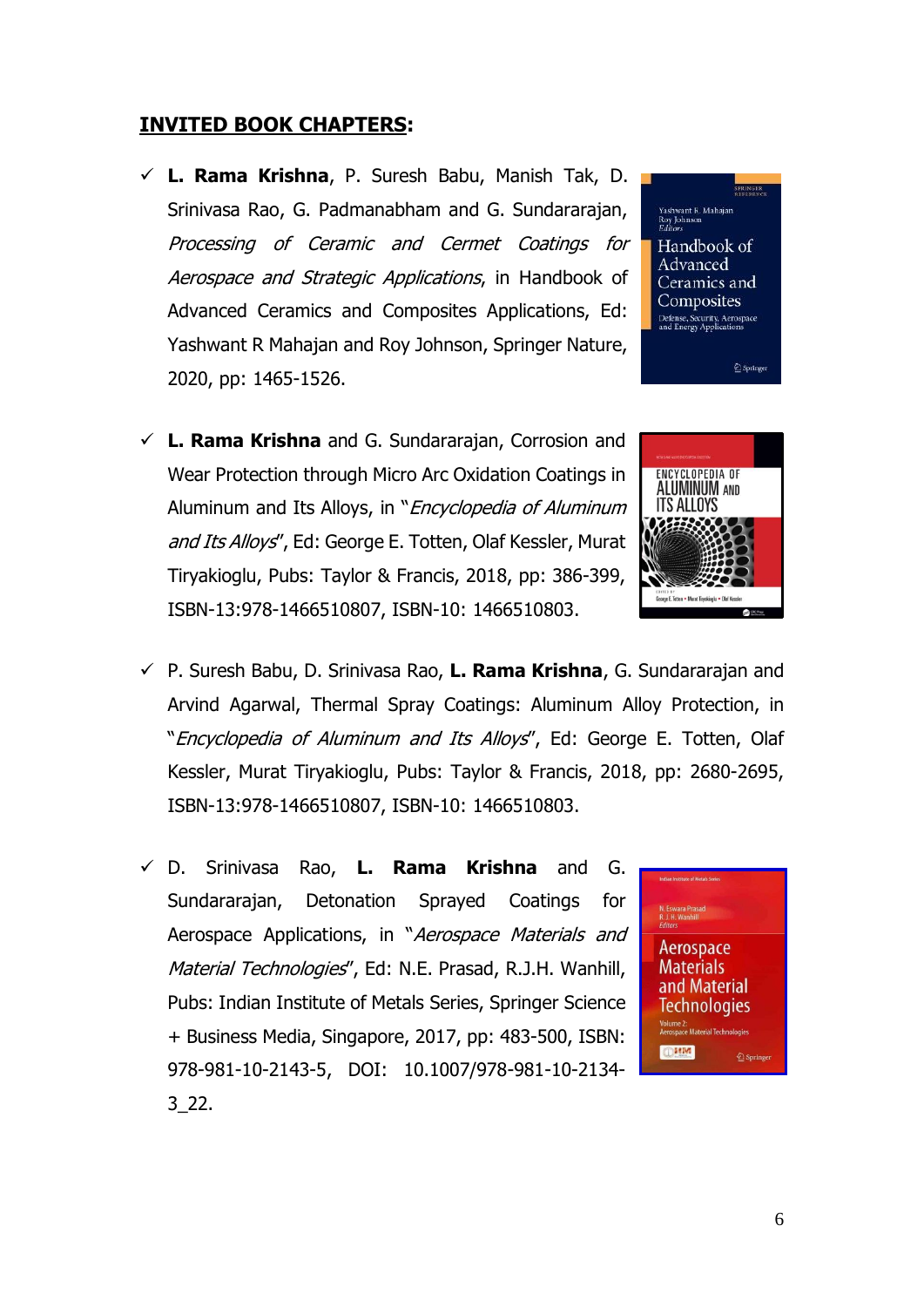**INVITED BOOK CHAPTERS:**

- ✓ **L. Rama Krishna**, P. Suresh Babu, Manish Tak, D. Srinivasa Rao, G. Padmanabham and G. Sundararajan, *Processing of Ceramic and Cermet Coatings for Aerospace and Strategic Applications*, in Handbook of Advanced Ceramics and Composites Applications, Ed: Yashwant R Mahajan and Roy Johnson, Springer Nature, 2020, pp: 1465-1526.

- ✓ **L. Rama Krishna** and G. Sundararajan, Corrosion and Wear Protection through Micro Arc Oxidation Coatings in Aluminum and Its Alloys, in "*Encyclopedia of Aluminum and Its Alloys*", Ed: George E. Totten, Olaf Kessler, Murat Tiryakioglu, Pubs: Taylor & Francis, 2018, pp: 386-399, ISBN-13:978-1466510807, ISBN-10: 1466510803.

- ✓ P. Suresh Babu, D. Srinivasa Rao, **L. Rama Krishna**, G. Sundararajan and Arvind Agarwal, Thermal Spray Coatings: Aluminum Alloy Protection, in "*Encyclopedia of Aluminum and Its Alloys*", Ed: George E. Totten, Olaf Kessler, Murat Tiryakioglu, Pubs: Taylor & Francis, 2018, pp: 2680-2695, ISBN-13:978-1466510807, ISBN-10: 1466510803.

- ✓ D. Srinivasa Rao, **L. Rama Krishna** and G. Sundararajan, Detonation Sprayed Coatings for Aerospace Applications, in "*Aerospace Materials and Material Technologies*", Ed: N.E. Prasad, R.J.H. Wanhill, Pubs: Indian Institute of Metals Series, Springer Science + Business Media, Singapore, 2017, pp: 483-500, ISBN: 978-981-10-2143-5, DOI: 10.1007/978-981-10-2134-3_22.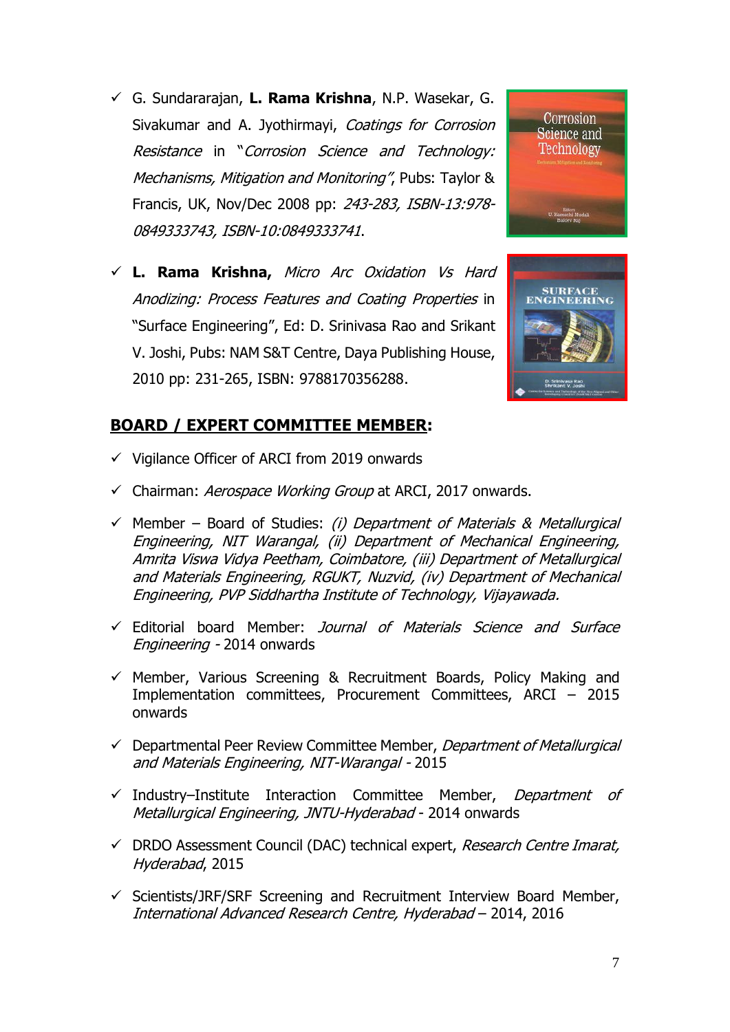- ✓ G. Sundararajan, **L. Rama Krishna**, N.P. Wasekar, G. Sivakumar and A. Jyothirmayi, *Coatings for Corrosion Resistance* in "*Corrosion Science and Technology: Mechanisms, Mitigation and Monitoring*", Pubs: Taylor & Francis, UK, Nov/Dec 2008 pp: *243-283, ISBN-13:978-0849333743, ISBN-10:0849333741*.

- ✓ **L. Rama Krishna,** *Micro Arc Oxidation Vs Hard Anodizing: Process Features and Coating Properties* in "Surface Engineering", Ed: D. Srinivasa Rao and Srikant V. Joshi, Pubs: NAM S&T Centre, Daya Publishing House, 2010 pp: 231-265, ISBN: 9788170356288.

## BOARD / EXPERT COMMITTEE MEMBER:

- ✓ Vigilance Officer of ARCI from 2019 onwards
- ✓ Chairman: *Aerospace Working Group* at ARCI, 2017 onwards.
- ✓ Member – Board of Studies: *(i) Department of Materials & Metallurgical Engineering, NIT Warangal, (ii) Department of Mechanical Engineering, Amrita Viswa Vidya Peetham, Coimbatore, (iii) Department of Metallurgical and Materials Engineering, RGUKT, Nuzvid, (iv) Department of Mechanical Engineering, PVP Siddhartha Institute of Technology, Vijayawada.*
- ✓ Editorial board Member: *Journal of Materials Science and Surface Engineering* - 2014 onwards
- ✓ Member, Various Screening & Recruitment Boards, Policy Making and Implementation committees, Procurement Committees, ARCI – 2015 onwards
- ✓ Departmental Peer Review Committee Member, *Department of Metallurgical and Materials Engineering, NIT-Warangal* - 2015
- ✓ Industry–Institute Interaction Committee Member, *Department of Metallurgical Engineering, JNTU-Hyderabad* - 2014 onwards
- ✓ DRDO Assessment Council (DAC) technical expert, *Research Centre Imarat, Hyderabad*, 2015
- ✓ Scientists/JRF/SRF Screening and Recruitment Interview Board Member, *International Advanced Research Centre, Hyderabad* – 2014, 2016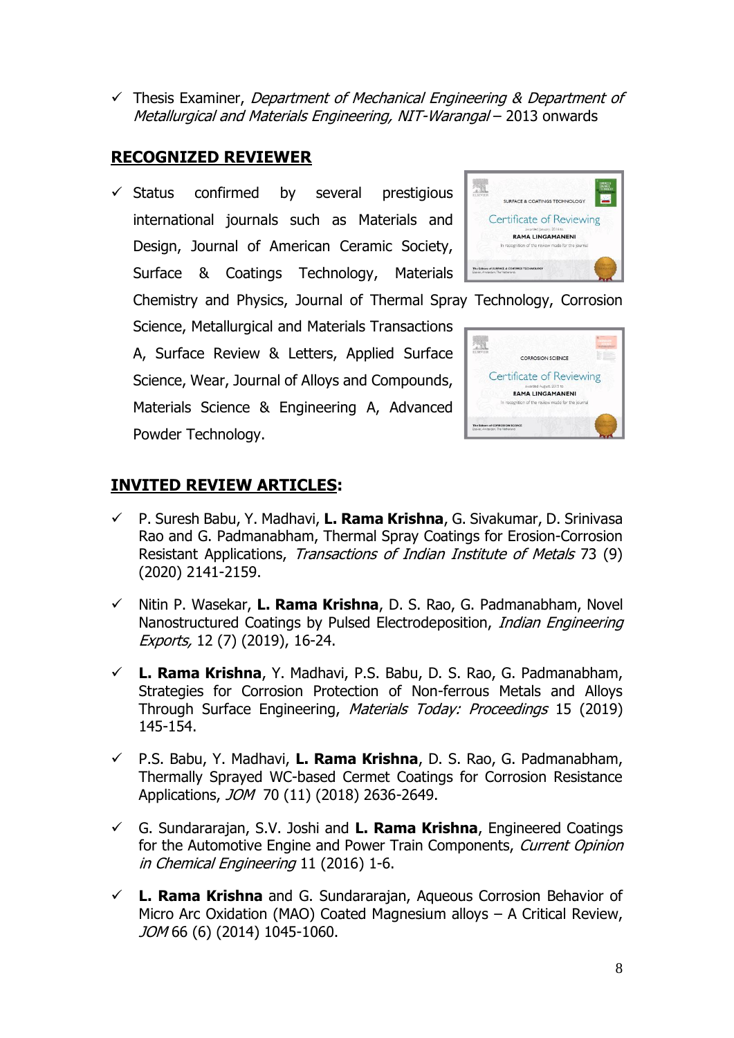- ✓ Thesis Examiner, *Department of Mechanical Engineering & Department of Metallurgical and Materials Engineering, NIT-Warangal* – 2013 onwards

## RECOGNIZED REVIEWER

- ✓ Status confirmed by several prestigious international journals such as Materials and Design, Journal of American Ceramic Society, Surface & Coatings Technology, Materials Chemistry and Physics, Journal of Thermal Spray Technology, Corrosion Science, Metallurgical and Materials Transactions A, Surface Review & Letters, Applied Surface Science, Wear, Journal of Alloys and Compounds, Materials Science & Engineering A, Advanced Powder Technology.

## INVITED REVIEW ARTICLES:

- ✓ P. Suresh Babu, Y. Madhavi, **L. Rama Krishna**, G. Sivakumar, D. Srinivasa Rao and G. Padmanabham, Thermal Spray Coatings for Erosion-Corrosion Resistant Applications, *Transactions of Indian Institute of Metals* 73 (9) (2020) 2141-2159.

- ✓ Nitin P. Wasekar, **L. Rama Krishna**, D. S. Rao, G. Padmanabham, Novel Nanostructured Coatings by Pulsed Electrodeposition, *Indian Engineering Exports,* 12 (7) (2019), 16-24.

- ✓ **L. Rama Krishna**, Y. Madhavi, P.S. Babu, D. S. Rao, G. Padmanabham, Strategies for Corrosion Protection of Non-ferrous Metals and Alloys Through Surface Engineering, *Materials Today: Proceedings* 15 (2019) 145-154.

- ✓ P.S. Babu, Y. Madhavi, **L. Rama Krishna**, D. S. Rao, G. Padmanabham, Thermally Sprayed WC-based Cermet Coatings for Corrosion Resistance Applications, *JOM* 70 (11) (2018) 2636-2649.

- ✓ G. Sundararajan, S.V. Joshi and **L. Rama Krishna**, Engineered Coatings for the Automotive Engine and Power Train Components, *Current Opinion in Chemical Engineering* 11 (2016) 1-6.

- ✓ **L. Rama Krishna** and G. Sundararajan, Aqueous Corrosion Behavior of Micro Arc Oxidation (MAO) Coated Magnesium alloys – A Critical Review, *JOM* 66 (6) (2014) 1045-1060.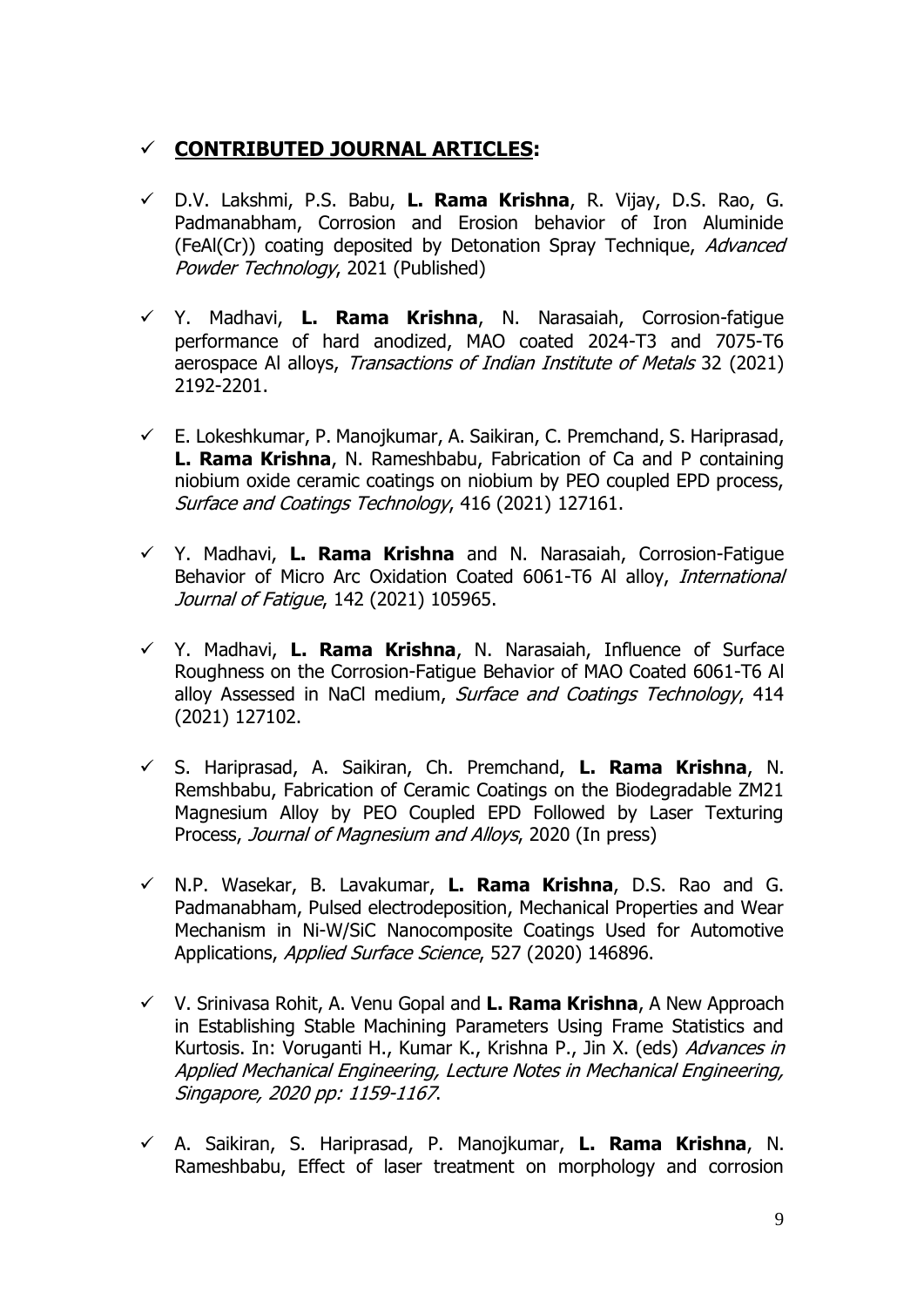## ✓ **CONTRIBUTED JOURNAL ARTICLES:**

- ✓ D.V. Lakshmi, P.S. Babu, **L. Rama Krishna**, R. Vijay, D.S. Rao, G. Padmanabham, Corrosion and Erosion behavior of Iron Aluminide (FeAl(Cr)) coating deposited by Detonation Spray Technique, *Advanced Powder Technology*, 2021 (Published)

- ✓ Y. Madhavi, **L. Rama Krishna**, N. Narasaiah, Corrosion-fatigue performance of hard anodized, MAO coated 2024-T3 and 7075-T6 aerospace Al alloys, *Transactions of Indian Institute of Metals* 32 (2021) 2192-2201.

- ✓ E. Lokeshkumar, P. Manojkumar, A. Saikiran, C. Premchand, S. Hariprasad, **L. Rama Krishna**, N. Rameshbabu, Fabrication of Ca and P containing niobium oxide ceramic coatings on niobium by PEO coupled EPD process, *Surface and Coatings Technology*, 416 (2021) 127161.

- ✓ Y. Madhavi, **L. Rama Krishna** and N. Narasaiah, Corrosion-Fatigue Behavior of Micro Arc Oxidation Coated 6061-T6 Al alloy, *International Journal of Fatigue*, 142 (2021) 105965.

- ✓ Y. Madhavi, **L. Rama Krishna**, N. Narasaiah, Influence of Surface Roughness on the Corrosion-Fatigue Behavior of MAO Coated 6061-T6 Al alloy Assessed in NaCl medium, *Surface and Coatings Technology*, 414 (2021) 127102.

- ✓ S. Hariprasad, A. Saikiran, Ch. Premchand, **L. Rama Krishna**, N. Remshbabu, Fabrication of Ceramic Coatings on the Biodegradable ZM21 Magnesium Alloy by PEO Coupled EPD Followed by Laser Texturing Process, *Journal of Magnesium and Alloys*, 2020 (In press)

- ✓ N.P. Wasekar, B. Lavakumar, **L. Rama Krishna**, D.S. Rao and G. Padmanabham, Pulsed electrodeposition, Mechanical Properties and Wear Mechanism in Ni-W/SiC Nanocomposite Coatings Used for Automotive Applications, *Applied Surface Science*, 527 (2020) 146896.

- ✓ V. Srinivasa Rohit, A. Venu Gopal and **L. Rama Krishna**, A New Approach in Establishing Stable Machining Parameters Using Frame Statistics and Kurtosis. In: Voruganti H., Kumar K., Krishna P., Jin X. (eds) *Advances in Applied Mechanical Engineering, Lecture Notes in Mechanical Engineering, Singapore, 2020 pp: 1159-1167*.

- ✓ A. Saikiran, S. Hariprasad, P. Manojkumar, **L. Rama Krishna**, N. Rameshbabu, Effect of laser treatment on morphology and corrosion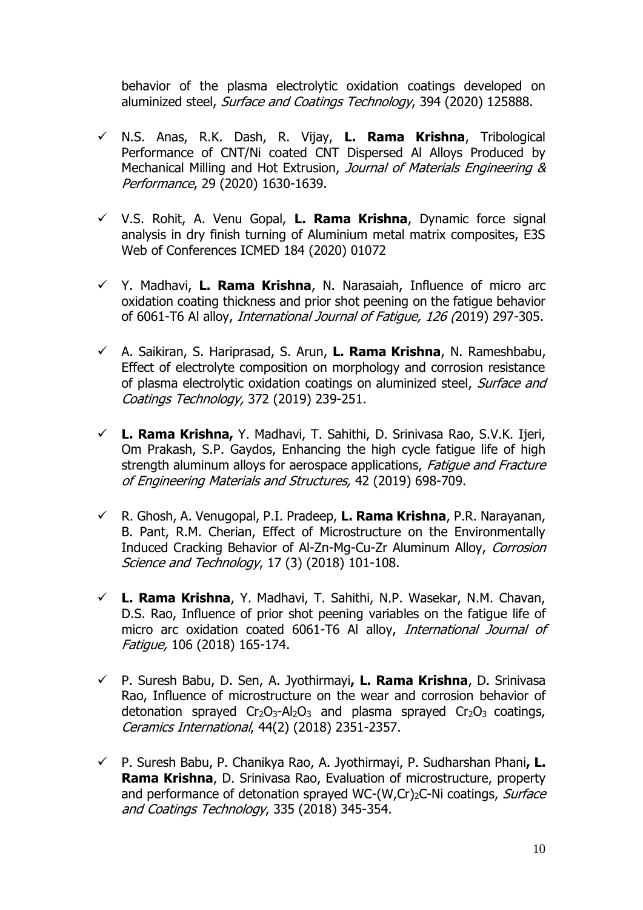behavior of the plasma electrolytic oxidation coatings developed on aluminized steel, *Surface and Coatings Technology*, 394 (2020) 125888.

- ✓ N.S. Anas, R.K. Dash, R. Vijay, **L. Rama Krishna**, Tribological Performance of CNT/Ni coated CNT Dispersed Al Alloys Produced by Mechanical Milling and Hot Extrusion, *Journal of Materials Engineering & Performance*, 29 (2020) 1630-1639.

- ✓ V.S. Rohit, A. Venu Gopal, **L. Rama Krishna**, Dynamic force signal analysis in dry finish turning of Aluminium metal matrix composites, E3S Web of Conferences ICMED 184 (2020) 01072

- ✓ Y. Madhavi, **L. Rama Krishna**, N. Narasaiah, Influence of micro arc oxidation coating thickness and prior shot peening on the fatigue behavior of 6061-T6 Al alloy, *International Journal of Fatigue, 126 (*2019) 297-305.

- ✓ A. Saikiran, S. Hariprasad, S. Arun, **L. Rama Krishna**, N. Rameshbabu, Effect of electrolyte composition on morphology and corrosion resistance of plasma electrolytic oxidation coatings on aluminized steel, *Surface and Coatings Technology,* 372 (2019) 239-251.

- ✓ **L. Rama Krishna,** Y. Madhavi, T. Sahithi, D. Srinivasa Rao, S.V.K. Ijeri, Om Prakash, S.P. Gaydos, Enhancing the high cycle fatigue life of high strength aluminum alloys for aerospace applications, *Fatigue and Fracture of Engineering Materials and Structures,* 42 (2019) 698-709.

- ✓ R. Ghosh, A. Venugopal, P.I. Pradeep, **L. Rama Krishna**, P.R. Narayanan, B. Pant, R.M. Cherian, Effect of Microstructure on the Environmentally Induced Cracking Behavior of Al-Zn-Mg-Cu-Zr Aluminum Alloy, *Corrosion Science and Technology*, 17 (3) (2018) 101-108.

- ✓ **L. Rama Krishna**, Y. Madhavi, T. Sahithi, N.P. Wasekar, N.M. Chavan, D.S. Rao, Influence of prior shot peening variables on the fatigue life of micro arc oxidation coated 6061-T6 Al alloy, *International Journal of Fatigue,* 106 (2018) 165-174.

- ✓ P. Suresh Babu, D. Sen, A. Jyothirmayi**, L. Rama Krishna**, D. Srinivasa Rao, Influence of microstructure on the wear and corrosion behavior of detonation sprayed $Cr_2O_3$-$Al_2O_3$ and plasma sprayed $Cr_2O_3$ coatings, *Ceramics International*, 44(2) (2018) 2351-2357.

- ✓ P. Suresh Babu, P. Chanikya Rao, A. Jyothirmayi, P. Sudharshan Phani**, L. Rama Krishna**, D. Srinivasa Rao, Evaluation of microstructure, property and performance of detonation sprayed WC-$(W,Cr)_2C$-Ni coatings, *Surface and Coatings Technology*, 335 (2018) 345-354.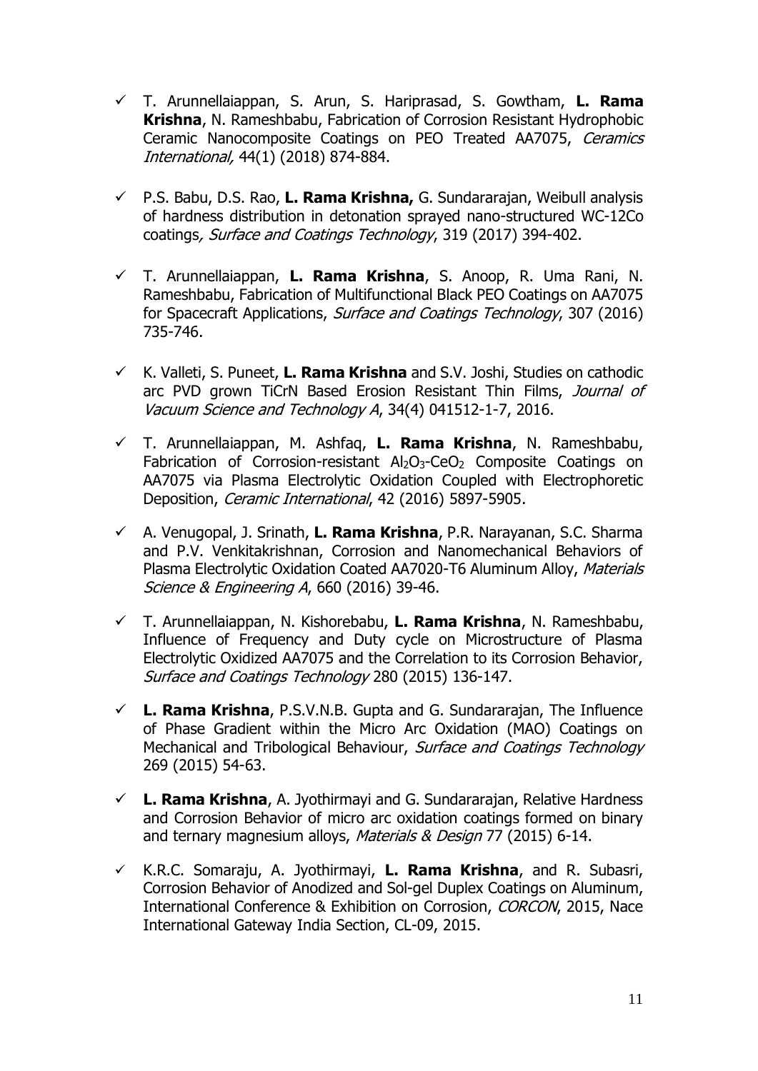- ✓ T. Arunnellaiappan, S. Arun, S. Hariprasad, S. Gowtham, **L. Rama Krishna**, N. Rameshbabu, Fabrication of Corrosion Resistant Hydrophobic Ceramic Nanocomposite Coatings on PEO Treated AA7075, *Ceramics International,* 44(1) (2018) 874-884.

- ✓ P.S. Babu, D.S. Rao, **L. Rama Krishna,** G. Sundararajan, Weibull analysis of hardness distribution in detonation sprayed nano-structured WC-12Co coatings*, Surface and Coatings Technology*, 319 (2017) 394-402.

- ✓ T. Arunnellaiappan, **L. Rama Krishna**, S. Anoop, R. Uma Rani, N. Rameshbabu, Fabrication of Multifunctional Black PEO Coatings on AA7075 for Spacecraft Applications, *Surface and Coatings Technology*, 307 (2016) 735-746.

- ✓ K. Valleti, S. Puneet, **L. Rama Krishna** and S.V. Joshi, Studies on cathodic arc PVD grown TiCrN Based Erosion Resistant Thin Films, *Journal of Vacuum Science and Technology A*, 34(4) 041512-1-7, 2016.

- ✓ T. Arunnellaiappan, M. Ashfaq, **L. Rama Krishna**, N. Rameshbabu, Fabrication of Corrosion-resistant $Al_2O_3$-$CeO_2$ Composite Coatings on AA7075 via Plasma Electrolytic Oxidation Coupled with Electrophoretic Deposition, *Ceramic International*, 42 (2016) 5897-5905.

- ✓ A. Venugopal, J. Srinath, **L. Rama Krishna**, P.R. Narayanan, S.C. Sharma and P.V. Venkitakrishnan, Corrosion and Nanomechanical Behaviors of Plasma Electrolytic Oxidation Coated AA7020-T6 Aluminum Alloy, *Materials Science & Engineering A*, 660 (2016) 39-46.

- ✓ T. Arunnellaiappan, N. Kishorebabu, **L. Rama Krishna**, N. Rameshbabu, Influence of Frequency and Duty cycle on Microstructure of Plasma Electrolytic Oxidized AA7075 and the Correlation to its Corrosion Behavior, *Surface and Coatings Technology* 280 (2015) 136-147.

- ✓ **L. Rama Krishna**, P.S.V.N.B. Gupta and G. Sundararajan, The Influence of Phase Gradient within the Micro Arc Oxidation (MAO) Coatings on Mechanical and Tribological Behaviour, *Surface and Coatings Technology* 269 (2015) 54-63.

- ✓ **L. Rama Krishna**, A. Jyothirmayi and G. Sundararajan, Relative Hardness and Corrosion Behavior of micro arc oxidation coatings formed on binary and ternary magnesium alloys, *Materials & Design* 77 (2015) 6-14.

- ✓ K.R.C. Somaraju, A. Jyothirmayi, **L. Rama Krishna**, and R. Subasri, Corrosion Behavior of Anodized and Sol-gel Duplex Coatings on Aluminum, International Conference & Exhibition on Corrosion, *CORCON*, 2015, Nace International Gateway India Section, CL-09, 2015.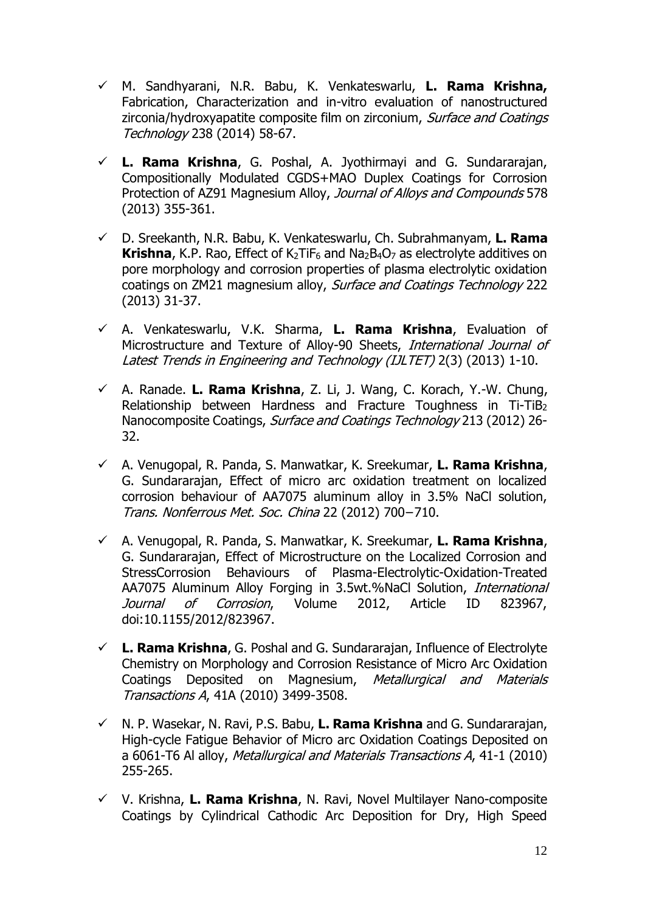- M. Sandhyarani, N.R. Babu, K. Venkateswarlu, **L. Rama Krishna,** Fabrication, Characterization and in-vitro evaluation of nanostructured zirconia/hydroxyapatite composite film on zirconium, *Surface and Coatings Technology* 238 (2014) 58-67.

- **L. Rama Krishna**, G. Poshal, A. Jyothirmayi and G. Sundararajan, Compositionally Modulated CGDS+MAO Duplex Coatings for Corrosion Protection of AZ91 Magnesium Alloy, *Journal of Alloys and Compounds* 578 (2013) 355-361.

- D. Sreekanth, N.R. Babu, K. Venkateswarlu, Ch. Subrahmanyam, **L. Rama Krishna**, K.P. Rao, Effect of $K_2TiF_6$ and $Na_2B_4O_7$ as electrolyte additives on pore morphology and corrosion properties of plasma electrolytic oxidation coatings on ZM21 magnesium alloy, *Surface and Coatings Technology* 222 (2013) 31-37.

- A. Venkateswarlu, V.K. Sharma, **L. Rama Krishna**, Evaluation of Microstructure and Texture of Alloy-90 Sheets, *International Journal of Latest Trends in Engineering and Technology (IJLTET)* 2(3) (2013) 1-10.

- A. Ranade. **L. Rama Krishna**, Z. Li, J. Wang, C. Korach, Y.-W. Chung, Relationship between Hardness and Fracture Toughness in Ti-$TiB_2$ Nanocomposite Coatings, *Surface and Coatings Technology* 213 (2012) 26-32.

- A. Venugopal, R. Panda, S. Manwatkar, K. Sreekumar, **L. Rama Krishna**, G. Sundararajan, Effect of micro arc oxidation treatment on localized corrosion behaviour of AA7075 aluminum alloy in 3.5% NaCl solution, *Trans. Nonferrous Met. Soc. China* 22 (2012) 700−710.

- A. Venugopal, R. Panda, S. Manwatkar, K. Sreekumar, **L. Rama Krishna**, G. Sundararajan, Effect of Microstructure on the Localized Corrosion and StressCorrosion Behaviours of Plasma-Electrolytic-Oxidation-Treated AA7075 Aluminum Alloy Forging in 3.5wt.%NaCl Solution, *International Journal of Corrosion*, Volume 2012, Article ID 823967, doi:10.1155/2012/823967.

- **L. Rama Krishna**, G. Poshal and G. Sundararajan, Influence of Electrolyte Chemistry on Morphology and Corrosion Resistance of Micro Arc Oxidation Coatings Deposited on Magnesium, *Metallurgical and Materials Transactions A*, 41A (2010) 3499-3508.

- N. P. Wasekar, N. Ravi, P.S. Babu, **L. Rama Krishna** and G. Sundararajan, High-cycle Fatigue Behavior of Micro arc Oxidation Coatings Deposited on a 6061-T6 Al alloy, *Metallurgical and Materials Transactions A*, 41-1 (2010) 255-265.

- V. Krishna, **L. Rama Krishna**, N. Ravi, Novel Multilayer Nano-composite Coatings by Cylindrical Cathodic Arc Deposition for Dry, High Speed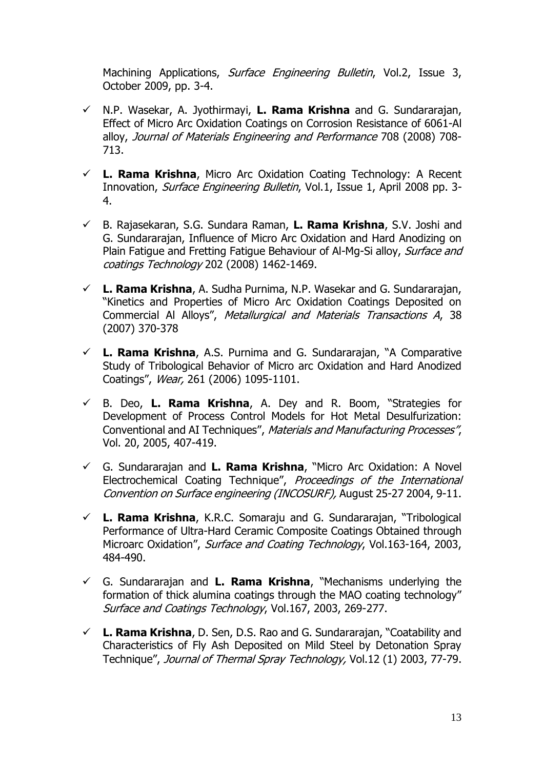Machining Applications, *Surface Engineering Bulletin*, Vol.2, Issue 3, October 2009, pp. 3-4.

- ✓ N.P. Wasekar, A. Jyothirmayi, **L. Rama Krishna** and G. Sundararajan, Effect of Micro Arc Oxidation Coatings on Corrosion Resistance of 6061-Al alloy, *Journal of Materials Engineering and Performance* 708 (2008) 708-713.

- ✓ **L. Rama Krishna**, Micro Arc Oxidation Coating Technology: A Recent Innovation, *Surface Engineering Bulletin*, Vol.1, Issue 1, April 2008 pp. 3-4.

- ✓ B. Rajasekaran, S.G. Sundara Raman, **L. Rama Krishna**, S.V. Joshi and G. Sundararajan, Influence of Micro Arc Oxidation and Hard Anodizing on Plain Fatigue and Fretting Fatigue Behaviour of Al-Mg-Si alloy, *Surface and coatings Technology* 202 (2008) 1462-1469.

- ✓ **L. Rama Krishna**, A. Sudha Purnima, N.P. Wasekar and G. Sundararajan, "Kinetics and Properties of Micro Arc Oxidation Coatings Deposited on Commercial Al Alloys", *Metallurgical and Materials Transactions A*, 38 (2007) 370-378

- ✓ **L. Rama Krishna**, A.S. Purnima and G. Sundararajan, "A Comparative Study of Tribological Behavior of Micro arc Oxidation and Hard Anodized Coatings", *Wear,* 261 (2006) 1095-1101.

- ✓ B. Deo, **L. Rama Krishna**, A. Dey and R. Boom, "Strategies for Development of Process Control Models for Hot Metal Desulfurization: Conventional and AI Techniques", *Materials and Manufacturing Processes"*, Vol. 20, 2005, 407-419.

- ✓ G. Sundararajan and **L. Rama Krishna**, "Micro Arc Oxidation: A Novel Electrochemical Coating Technique", *Proceedings of the International Convention on Surface engineering (INCOSURF),* August 25-27 2004, 9-11.

- ✓ **L. Rama Krishna**, K.R.C. Somaraju and G. Sundararajan, "Tribological Performance of Ultra-Hard Ceramic Composite Coatings Obtained through Microarc Oxidation", *Surface and Coating Technology*, Vol.163-164, 2003, 484-490.

- ✓ G. Sundararajan and **L. Rama Krishna**, "Mechanisms underlying the formation of thick alumina coatings through the MAO coating technology" *Surface and Coatings Technology*, Vol.167, 2003, 269-277.

- ✓ **L. Rama Krishna**, D. Sen, D.S. Rao and G. Sundararajan, "Coatability and Characteristics of Fly Ash Deposited on Mild Steel by Detonation Spray Technique", *Journal of Thermal Spray Technology,* Vol.12 (1) 2003, 77-79.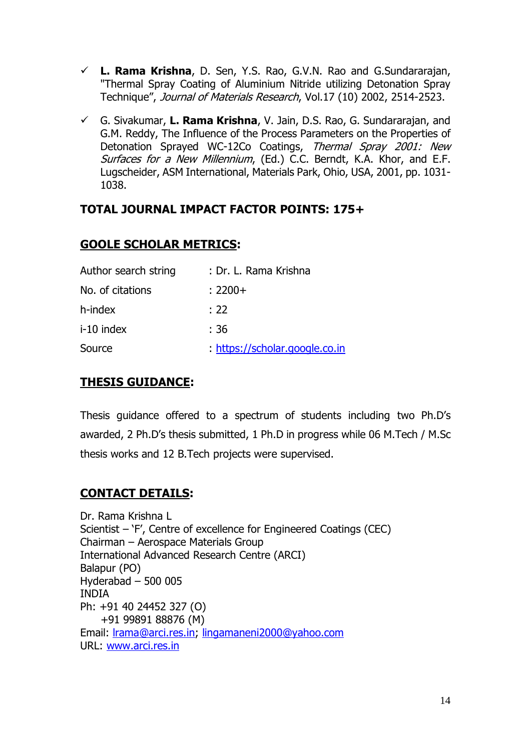- ✓ **L. Rama Krishna**, D. Sen, Y.S. Rao, G.V.N. Rao and G.Sundararajan, "Thermal Spray Coating of Aluminium Nitride utilizing Detonation Spray Technique", *Journal of Materials Research*, Vol.17 (10) 2002, 2514-2523.
- ✓ G. Sivakumar, **L. Rama Krishna**, V. Jain, D.S. Rao, G. Sundararajan, and G.M. Reddy, The Influence of the Process Parameters on the Properties of Detonation Sprayed WC-12Co Coatings, *Thermal Spray 2001: New Surfaces for a New Millennium*, (Ed.) C.C. Berndt, K.A. Khor, and E.F. Lugscheider, ASM International, Materials Park, Ohio, USA, 2001, pp. 1031-1038.

**TOTAL JOURNAL IMPACT FACTOR POINTS: 175+**

## GOOLE SCHOLAR METRICS:

| | |
|---|---|
| Author search string | : Dr. L. Rama Krishna |
| No. of citations | : 2200+ |
| h-index | : 22 |
| i-10 index | : 36 |
| Source | : https://scholar.google.co.in |

## THESIS GUIDANCE:

Thesis guidance offered to a spectrum of students including two Ph.D's awarded, 2 Ph.D's thesis submitted, 1 Ph.D in progress while 06 M.Tech / M.Sc thesis works and 12 B.Tech projects were supervised.

## CONTACT DETAILS:

Dr. Rama Krishna L
Scientist – 'F', Centre of excellence for Engineered Coatings (CEC)
Chairman – Aerospace Materials Group
International Advanced Research Centre (ARCI)
Balapur (PO)
Hyderabad – 500 005
INDIA
Ph: +91 40 24452 327 (O)
+91 99891 88876 (M)
Email: lrama@arci.res.in; lingamaneni2000@yahoo.com
URL: www.arci.res.in